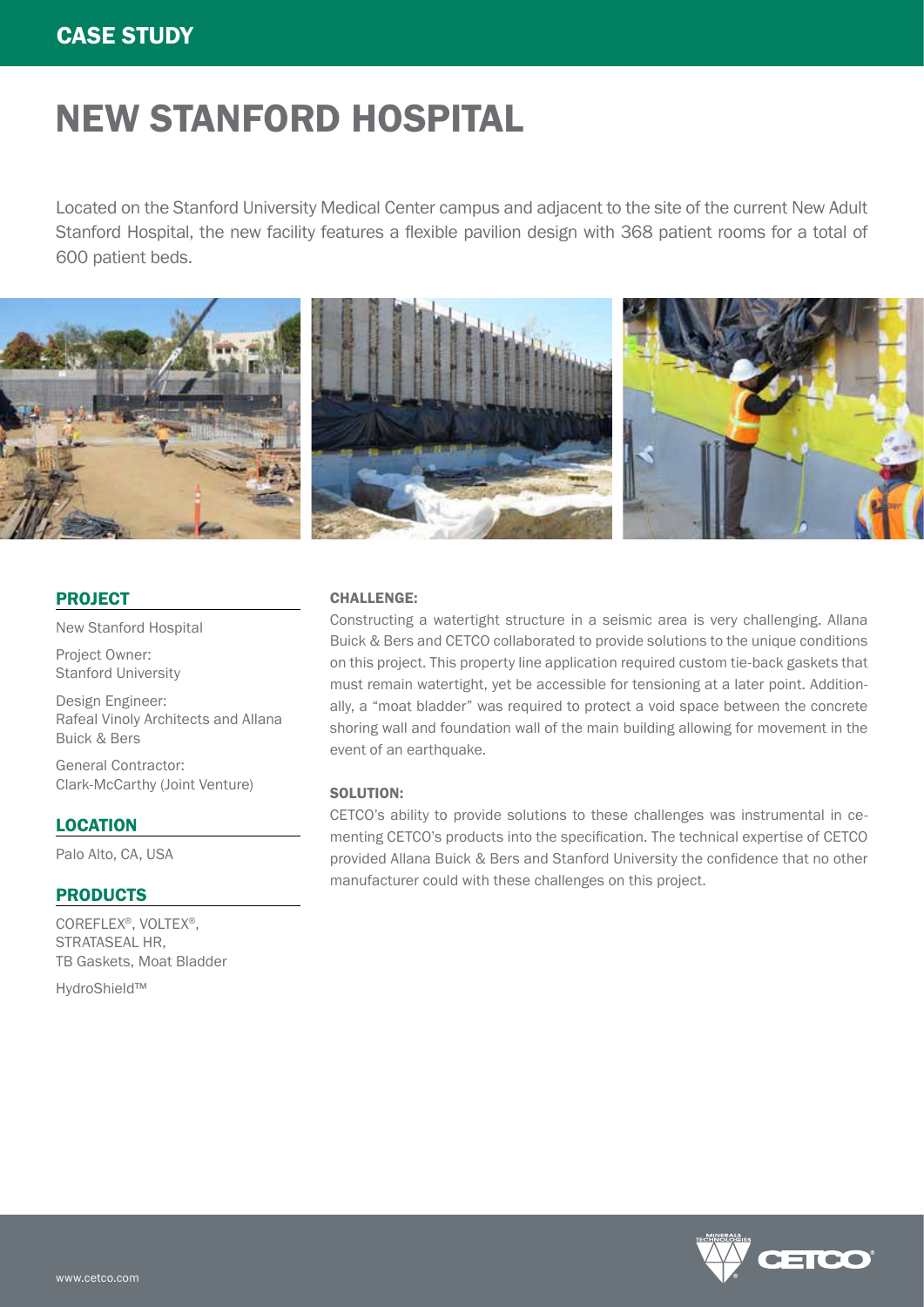CASE STUDY

# NEW STANFORD HOSPITAL

Located on the Stanford University Medical Center campus and adjacent to the site of the current New Adult Stanford Hospital, the new facility features a flexible pavilion design with 368 patient rooms for a total of 600 patient beds.

## PROJECT

New Stanford Hospital

Project Owner:
Stanford University

Design Engineer:
Rafeal Vinoly Architects and Allana Buick & Bers

General Contractor:
Clark-McCarthy (Joint Venture)

## LOCATION

Palo Alto, CA, USA

## PRODUCTS

COREFLEX®, VOLTEX®,
STRATASEAL HR,
TB Gaskets, Moat Bladder

HydroShield™

### CHALLENGE:

Constructing a watertight structure in a seismic area is very challenging. Allana Buick & Bers and CETCO collaborated to provide solutions to the unique conditions on this project. This property line application required custom tie-back gaskets that must remain watertight, yet be accessible for tensioning at a later point. Additionally, a "moat bladder" was required to protect a void space between the concrete shoring wall and foundation wall of the main building allowing for movement in the event of an earthquake.

### SOLUTION:

CETCO's ability to provide solutions to these challenges was instrumental in cementing CETCO's products into the specification. The technical expertise of CETCO provided Allana Buick & Bers and Stanford University the confidence that no other manufacturer could with these challenges on this project.

www.cetco.com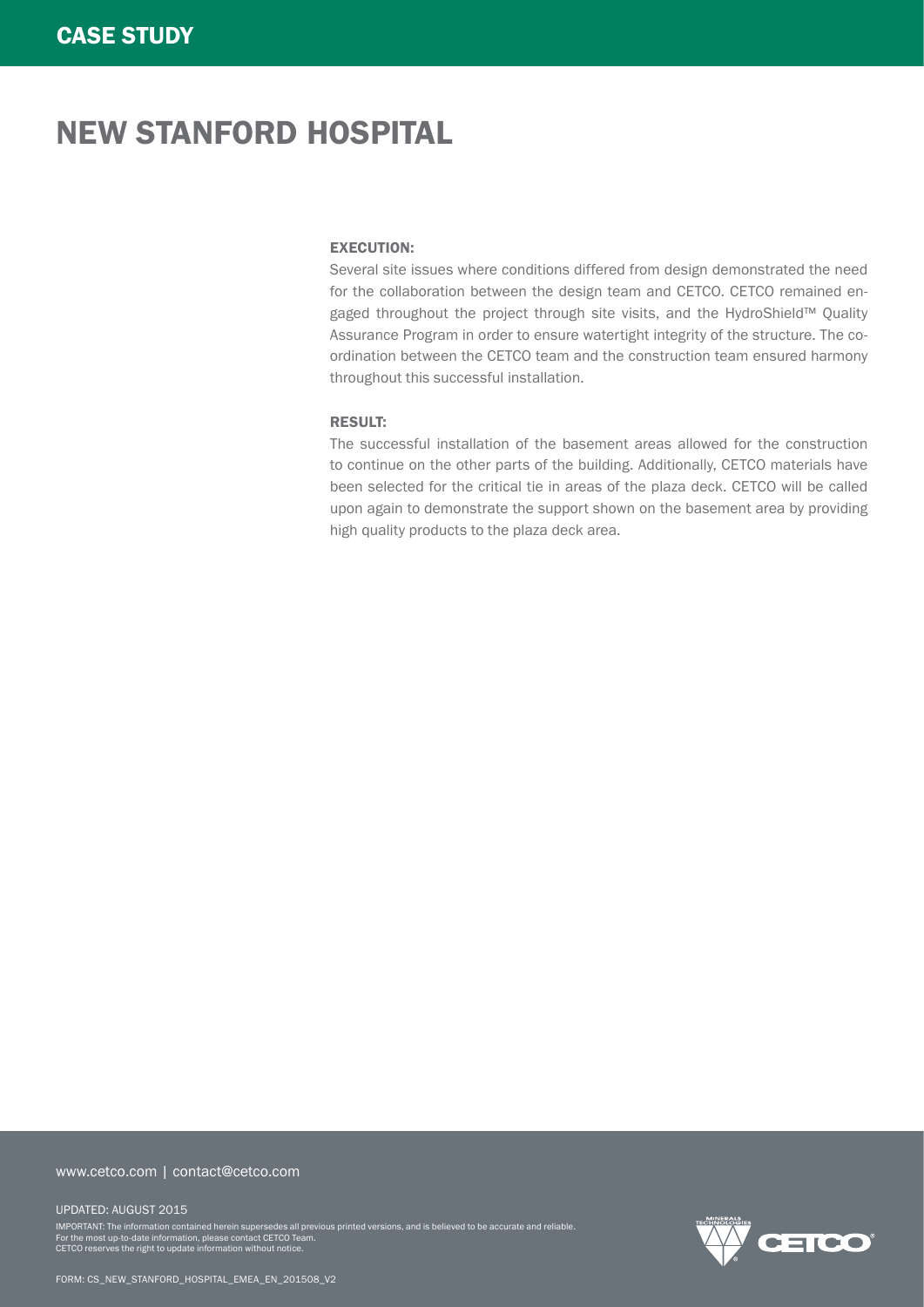# NEW STANFORD HOSPITAL

### EXECUTION:

Several site issues where conditions differed from design demonstrated the need for the collaboration between the design team and CETCO. CETCO remained engaged throughout the project through site visits, and the HydroShield™ Quality Assurance Program in order to ensure watertight integrity of the structure. The coordination between the CETCO team and the construction team ensured harmony throughout this successful installation.

### RESULT:

The successful installation of the basement areas allowed for the construction to continue on the other parts of the building. Additionally, CETCO materials have been selected for the critical tie in areas of the plaza deck. CETCO will be called upon again to demonstrate the support shown on the basement area by providing high quality products to the plaza deck area.

www.cetco.com | contact@cetco.com

UPDATED: AUGUST 2015

IMPORTANT: The information contained herein supersedes all previous printed versions, and is believed to be accurate and reliable. For the most up-to-date information, please contact CETCO Team. CETCO reserves the right to update information without notice.

FORM: CS_NEW_STANFORD_HOSPITAL_EMEA_EN_201508_V2